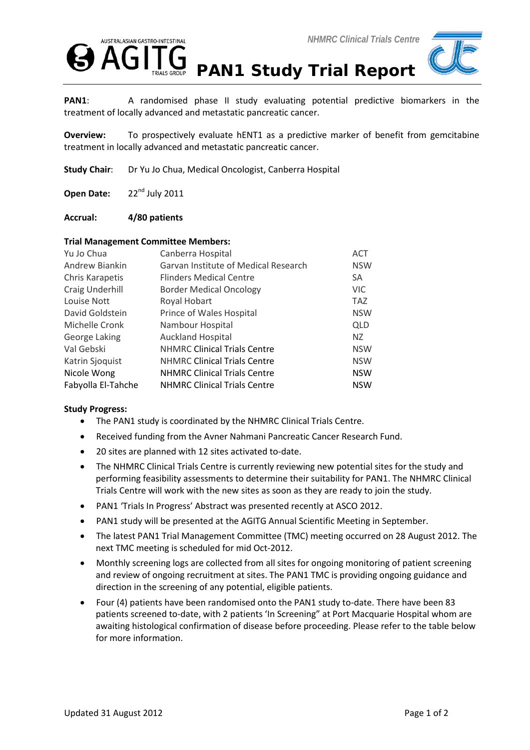# PAN1 Study Trial Report

**PAN1**: A randomised phase II study evaluating potential predictive biomarkers in the treatment of locally advanced and metastatic pancreatic cancer.

**Overview:** To prospectively evaluate hENT1 as a predictive marker of benefit from gemcitabine treatment in locally advanced and metastatic pancreatic cancer.

**Study Chair**: Dr Yu Jo Chua, Medical Oncologist, Canberra Hospital

**Open Date:** 22nd July 2011

**Accrual:** **4/80 patients**

**Trial Management Committee Members:**

| | | |
|---|---|---|
| Yu Jo Chua | Canberra Hospital | ACT |
| Andrew Biankin | Garvan Institute of Medical Research | NSW |
| Chris Karapetis | Flinders Medical Centre | SA |
| Craig Underhill | Border Medical Oncology | VIC |
| Louise Nott | Royal Hobart | TAZ |
| David Goldstein | Prince of Wales Hospital | NSW |
| Michelle Cronk | Nambour Hospital | QLD |
| George Laking | Auckland Hospital | NZ |
| Val Gebski | NHMRC Clinical Trials Centre | NSW |
| Katrin Sjoquist | NHMRC Clinical Trials Centre | NSW |
| Nicole Wong | NHMRC Clinical Trials Centre | NSW |
| Fabyolla El-Tahche | NHMRC Clinical Trials Centre | NSW |

**Study Progress:**

- The PAN1 study is coordinated by the NHMRC Clinical Trials Centre.
- Received funding from the Avner Nahmani Pancreatic Cancer Research Fund.
- 20 sites are planned with 12 sites activated to-date.
- The NHMRC Clinical Trials Centre is currently reviewing new potential sites for the study and performing feasibility assessments to determine their suitability for PAN1. The NHMRC Clinical Trials Centre will work with the new sites as soon as they are ready to join the study.
- PAN1 'Trials In Progress' Abstract was presented recently at ASCO 2012.
- PAN1 study will be presented at the AGITG Annual Scientific Meeting in September.
- The latest PAN1 Trial Management Committee (TMC) meeting occurred on 28 August 2012. The next TMC meeting is scheduled for mid Oct-2012.
- Monthly screening logs are collected from all sites for ongoing monitoring of patient screening and review of ongoing recruitment at sites. The PAN1 TMC is providing ongoing guidance and direction in the screening of any potential, eligible patients.
- Four (4) patients have been randomised onto the PAN1 study to-date. There have been 83 patients screened to-date, with 2 patients 'In Screening" at Port Macquarie Hospital whom are awaiting histological confirmation of disease before proceeding. Please refer to the table below for more information.

Updated 31 August 2012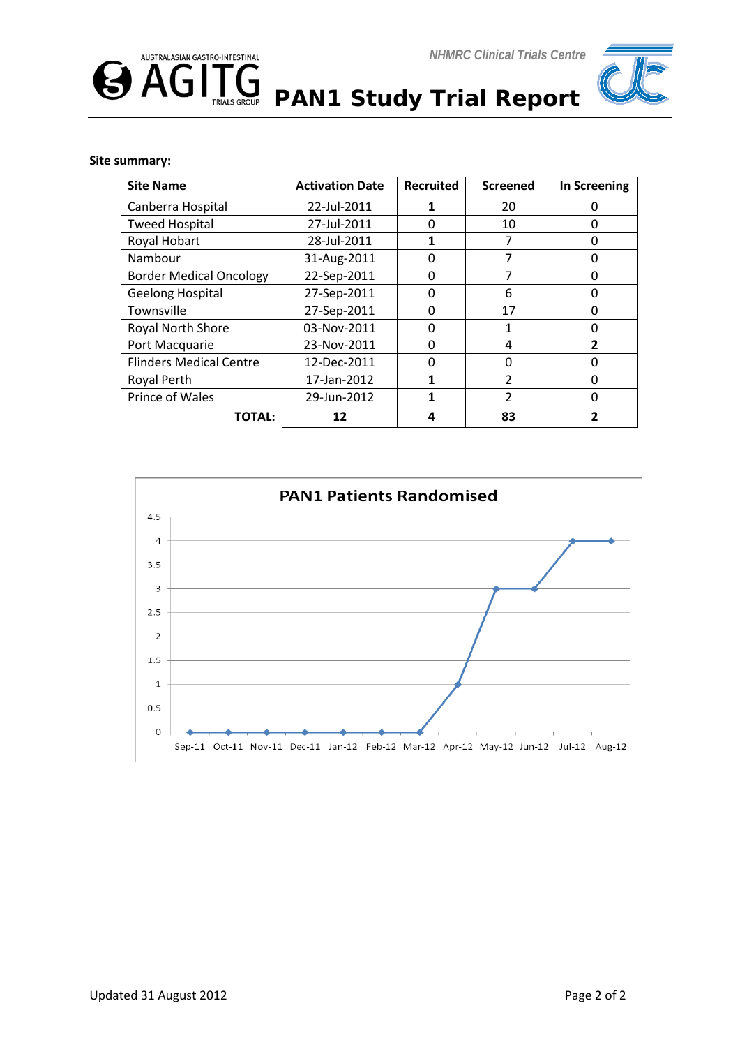AUSTRALASIAN GASTRO-INTESTINAL AGITG TRIALS GROUP

NHMRC Clinical Trials Centre

# PAN1 Study Trial Report

**Site summary:**

| Site Name | Activation Date | Recruited | Screened | In Screening |
|---|---|---|---|---|
| Canberra Hospital | 22-Jul-2011 | **1** | 20 | 0 |
| Tweed Hospital | 27-Jul-2011 | 0 | 10 | 0 |
| Royal Hobart | 28-Jul-2011 | **1** | 7 | 0 |
| Nambour | 31-Aug-2011 | 0 | 7 | 0 |
| Border Medical Oncology | 22-Sep-2011 | 0 | 7 | 0 |
| Geelong Hospital | 27-Sep-2011 | 0 | 6 | 0 |
| Townsville | 27-Sep-2011 | 0 | 17 | 0 |
| Royal North Shore | 03-Nov-2011 | 0 | 1 | 0 |
| Port Macquarie | 23-Nov-2011 | 0 | 4 | **2** |
| Flinders Medical Centre | 12-Dec-2011 | 0 | 0 | 0 |
| Royal Perth | 17-Jan-2012 | **1** | 2 | 0 |
| Prince of Wales | 29-Jun-2012 | **1** | 2 | 0 |
| **TOTAL:** | **12** | **4** | **83** | **2** |

PAN1 Patients Randomised

4.5
4
3.5
3
2.5
2
1.5
1
0.5
0

Sep-11 Oct-11 Nov-11 Dec-11 Jan-12 Feb-12 Mar-12 Apr-12 May-12 Jun-12 Jul-12 Aug-12

Updated 31 August 2012